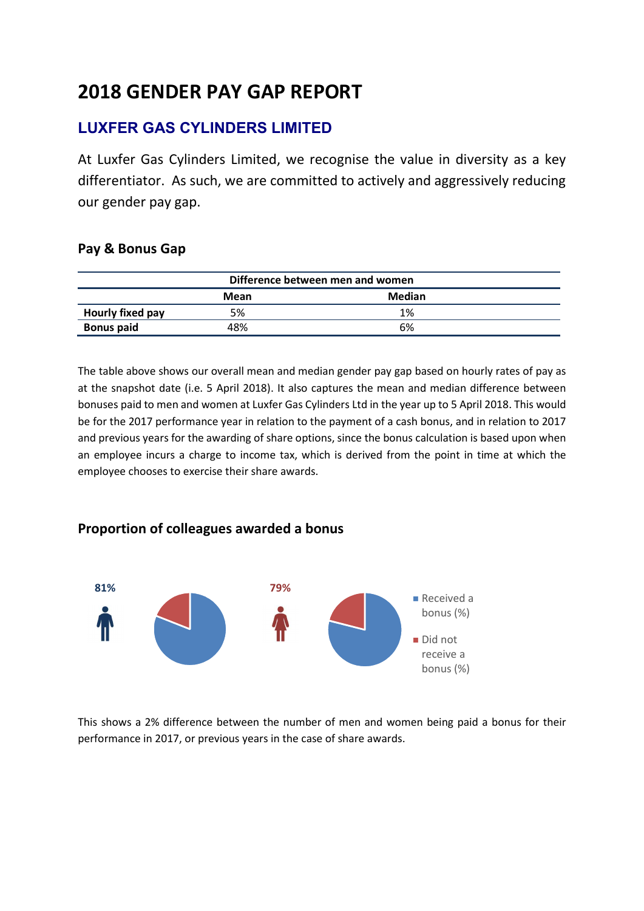# 2018 GENDER PAY GAP REPORT

## LUXFER GAS CYLINDERS LIMITED

At Luxfer Gas Cylinders Limited, we recognise the value in diversity as a key differentiator. As such, we are committed to actively and aggressively reducing our gender pay gap.

### Pay & Bonus Gap

| | Difference between men and women | |
|---|---|---|
| | **Mean** | **Median** |
| **Hourly fixed pay** | 5% | 1% |
| **Bonus paid** | 48% | 6% |

The table above shows our overall mean and median gender pay gap based on hourly rates of pay as at the snapshot date (i.e. 5 April 2018). It also captures the mean and median difference between bonuses paid to men and women at Luxfer Gas Cylinders Ltd in the year up to 5 April 2018. This would be for the 2017 performance year in relation to the payment of a cash bonus, and in relation to 2017 and previous years for the awarding of share options, since the bonus calculation is based upon when an employee incurs a charge to income tax, which is derived from the point in time at which the employee chooses to exercise their share awards.

### Proportion of colleagues awarded a bonus

81%

79%

Received a bonus (%)

Did not receive a bonus (%)

This shows a 2% difference between the number of men and women being paid a bonus for their performance in 2017, or previous years in the case of share awards.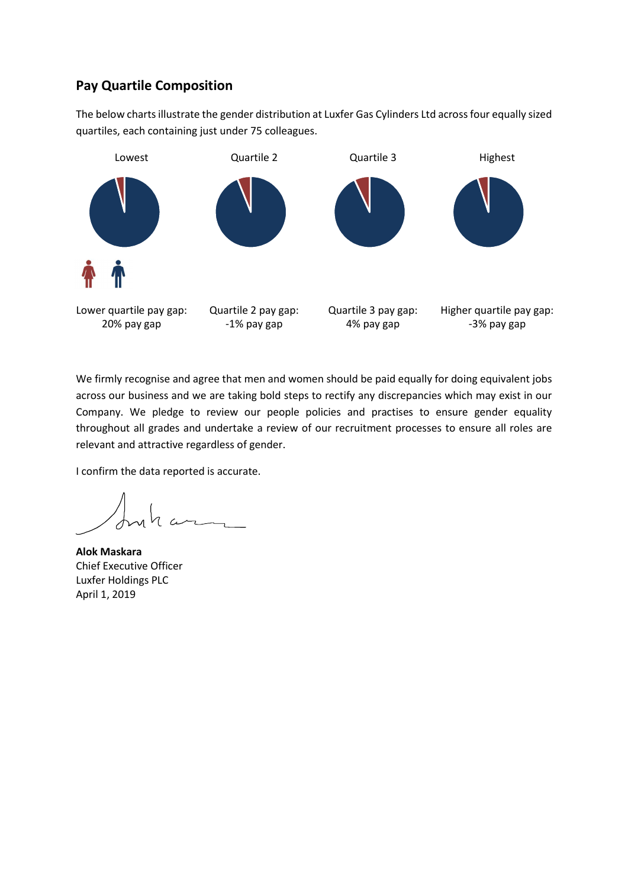## Pay Quartile Composition

The below charts illustrate the gender distribution at Luxfer Gas Cylinders Ltd across four equally sized quartiles, each containing just under 75 colleagues.

Lowest

Quartile 2

Quartile 3

Highest

Lower quartile pay gap: 20% pay gap

Quartile 2 pay gap: -1% pay gap

Quartile 3 pay gap: 4% pay gap

Higher quartile pay gap: -3% pay gap

We firmly recognise and agree that men and women should be paid equally for doing equivalent jobs across our business and we are taking bold steps to rectify any discrepancies which may exist in our Company. We pledge to review our people policies and practises to ensure gender equality throughout all grades and undertake a review of our recruitment processes to ensure all roles are relevant and attractive regardless of gender.

I confirm the data reported is accurate.

**Alok Maskara**
Chief Executive Officer
Luxfer Holdings PLC
April 1, 2019